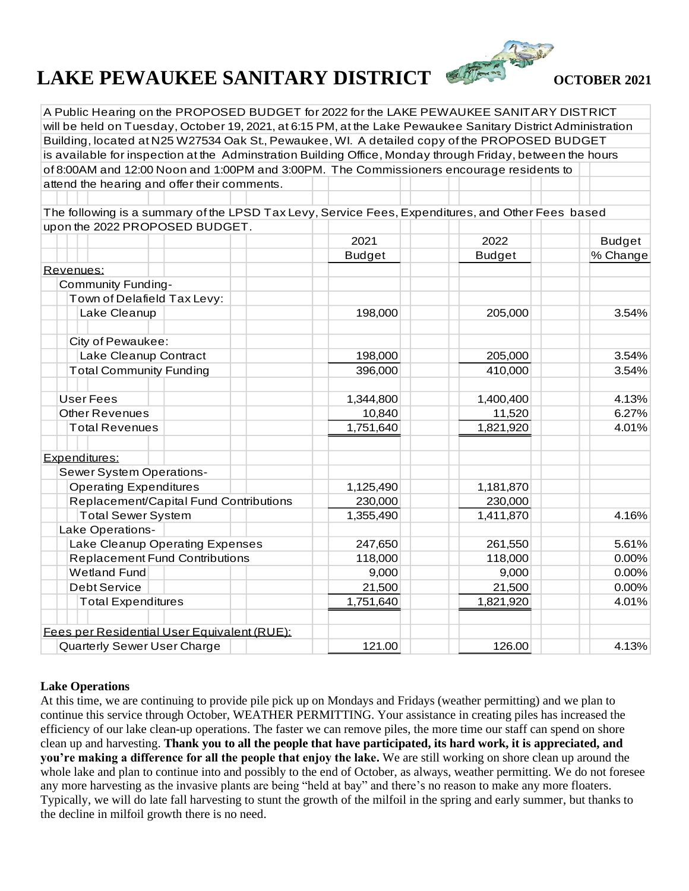# LAKE PEWAUKEE SANITARY DISTRICT

**OCTOBER 2021**

A Public Hearing on the PROPOSED BUDGET for 2022 for the LAKE PEWAUKEE SANITARY DISTRICT will be held on Tuesday, October 19, 2021, at 6:15 PM, at the Lake Pewaukee Sanitary District Administration Building, located at N25 W27534 Oak St., Pewaukee, WI. A detailed copy of the PROPOSED BUDGET is available for inspection at the Adminstration Building Office, Monday through Friday, between the hours of 8:00AM and 12:00 Noon and 1:00PM and 3:00PM. The Commissioners encourage residents to attend the hearing and offer their comments.

The following is a summary of the LPSD Tax Levy, Service Fees, Expenditures, and Other Fees based upon the 2022 PROPOSED BUDGET.

| | 2021 Budget | 2022 Budget | Budget % Change |
|---|---|---|---|
| Revenues: | | | |
| Community Funding- | | | |
| Town of Delafield Tax Levy: | | | |
| Lake Cleanup | 198,000 | 205,000 | 3.54% |
| City of Pewaukee: | | | |
| Lake Cleanup Contract | 198,000 | 205,000 | 3.54% |
| Total Community Funding | 396,000 | 410,000 | 3.54% |
| User Fees | 1,344,800 | 1,400,400 | 4.13% |
| Other Revenues | 10,840 | 11,520 | 6.27% |
| Total Revenues | 1,751,640 | 1,821,920 | 4.01% |
| Expenditures: | | | |
| Sewer System Operations- | | | |
| Operating Expenditures | 1,125,490 | 1,181,870 | |
| Replacement/Capital Fund Contributions | 230,000 | 230,000 | |
| Total Sewer System | 1,355,490 | 1,411,870 | 4.16% |
| Lake Operations- | | | |
| Lake Cleanup Operating Expenses | 247,650 | 261,550 | 5.61% |
| Replacement Fund Contributions | 118,000 | 118,000 | 0.00% |
| Wetland Fund | 9,000 | 9,000 | 0.00% |
| Debt Service | 21,500 | 21,500 | 0.00% |
| Total Expenditures | 1,751,640 | 1,821,920 | 4.01% |
| Fees per Residential User Equivalent (RUE): | | | |
| Quarterly Sewer User Charge | 121.00 | 126.00 | 4.13% |

**Lake Operations**

At this time, we are continuing to provide pile pick up on Mondays and Fridays (weather permitting) and we plan to continue this service through October, WEATHER PERMITTING. Your assistance in creating piles has increased the efficiency of our lake clean-up operations. The faster we can remove piles, the more time our staff can spend on shore clean up and harvesting. **Thank you to all the people that have participated, its hard work, it is appreciated, and you're making a difference for all the people that enjoy the lake.** We are still working on shore clean up around the whole lake and plan to continue into and possibly to the end of October, as always, weather permitting. We do not foresee any more harvesting as the invasive plants are being "held at bay" and there's no reason to make any more floaters. Typically, we will do late fall harvesting to stunt the growth of the milfoil in the spring and early summer, but thanks to the decline in milfoil growth there is no need.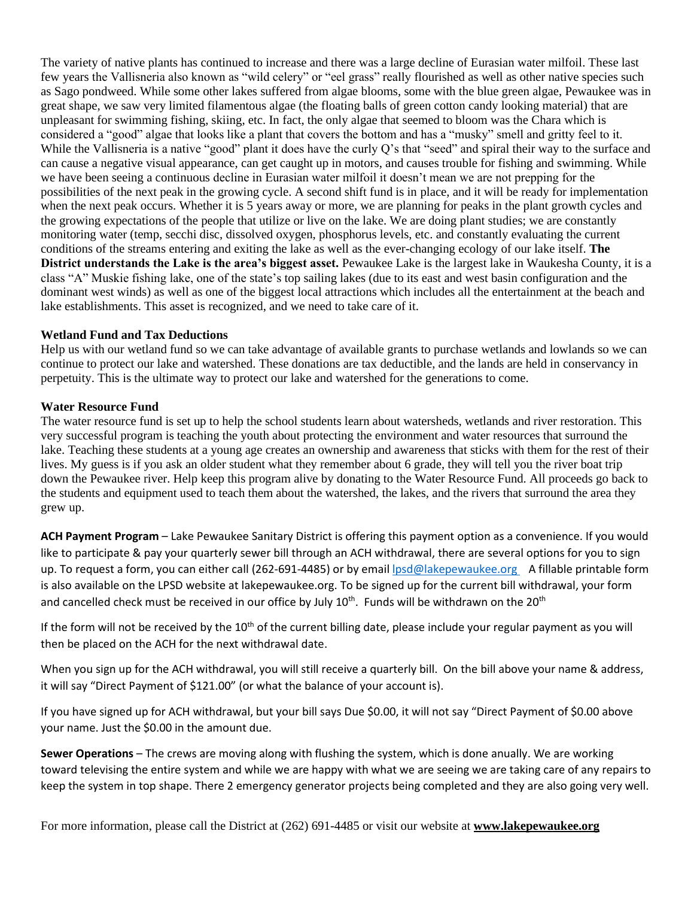The variety of native plants has continued to increase and there was a large decline of Eurasian water milfoil. These last few years the Vallisneria also known as "wild celery" or "eel grass" really flourished as well as other native species such as Sago pondweed. While some other lakes suffered from algae blooms, some with the blue green algae, Pewaukee was in great shape, we saw very limited filamentous algae (the floating balls of green cotton candy looking material) that are unpleasant for swimming fishing, skiing, etc. In fact, the only algae that seemed to bloom was the Chara which is considered a "good" algae that looks like a plant that covers the bottom and has a "musky" smell and gritty feel to it. While the Vallisneria is a native "good" plant it does have the curly Q's that "seed" and spiral their way to the surface and can cause a negative visual appearance, can get caught up in motors, and causes trouble for fishing and swimming. While we have been seeing a continuous decline in Eurasian water milfoil it doesn't mean we are not prepping for the possibilities of the next peak in the growing cycle. A second shift fund is in place, and it will be ready for implementation when the next peak occurs. Whether it is 5 years away or more, we are planning for peaks in the plant growth cycles and the growing expectations of the people that utilize or live on the lake. We are doing plant studies; we are constantly monitoring water (temp, secchi disc, dissolved oxygen, phosphorus levels, etc. and constantly evaluating the current conditions of the streams entering and exiting the lake as well as the ever-changing ecology of our lake itself. **The District understands the Lake is the area's biggest asset.** Pewaukee Lake is the largest lake in Waukesha County, it is a class "A" Muskie fishing lake, one of the state's top sailing lakes (due to its east and west basin configuration and the dominant west winds) as well as one of the biggest local attractions which includes all the entertainment at the beach and lake establishments. This asset is recognized, and we need to take care of it.

**Wetland Fund and Tax Deductions**

Help us with our wetland fund so we can take advantage of available grants to purchase wetlands and lowlands so we can continue to protect our lake and watershed. These donations are tax deductible, and the lands are held in conservancy in perpetuity. This is the ultimate way to protect our lake and watershed for the generations to come.

**Water Resource Fund**

The water resource fund is set up to help the school students learn about watersheds, wetlands and river restoration. This very successful program is teaching the youth about protecting the environment and water resources that surround the lake. Teaching these students at a young age creates an ownership and awareness that sticks with them for the rest of their lives. My guess is if you ask an older student what they remember about 6 grade, they will tell you the river boat trip down the Pewaukee river. Help keep this program alive by donating to the Water Resource Fund. All proceeds go back to the students and equipment used to teach them about the watershed, the lakes, and the rivers that surround the area they grew up.

**ACH Payment Program** – Lake Pewaukee Sanitary District is offering this payment option as a convenience. If you would like to participate & pay your quarterly sewer bill through an ACH withdrawal, there are several options for you to sign up. To request a form, you can either call (262-691-4485) or by email lpsd@lakepewaukee.org A fillable printable form is also available on the LPSD website at lakepewaukee.org. To be signed up for the current bill withdrawal, your form and cancelled check must be received in our office by July 10th. Funds will be withdrawn on the 20th

If the form will not be received by the 10th of the current billing date, please include your regular payment as you will then be placed on the ACH for the next withdrawal date.

When you sign up for the ACH withdrawal, you will still receive a quarterly bill. On the bill above your name & address, it will say "Direct Payment of $121.00" (or what the balance of your account is).

If you have signed up for ACH withdrawal, but your bill says Due $0.00, it will not say "Direct Payment of $0.00 above your name. Just the $0.00 in the amount due.

**Sewer Operations** – The crews are moving along with flushing the system, which is done anually. We are working toward televising the entire system and while we are happy with what we are seeing we are taking care of any repairs to keep the system in top shape. There 2 emergency generator projects being completed and they are also going very well.

For more information, please call the District at (262) 691-4485 or visit our website at **www.lakepewaukee.org**